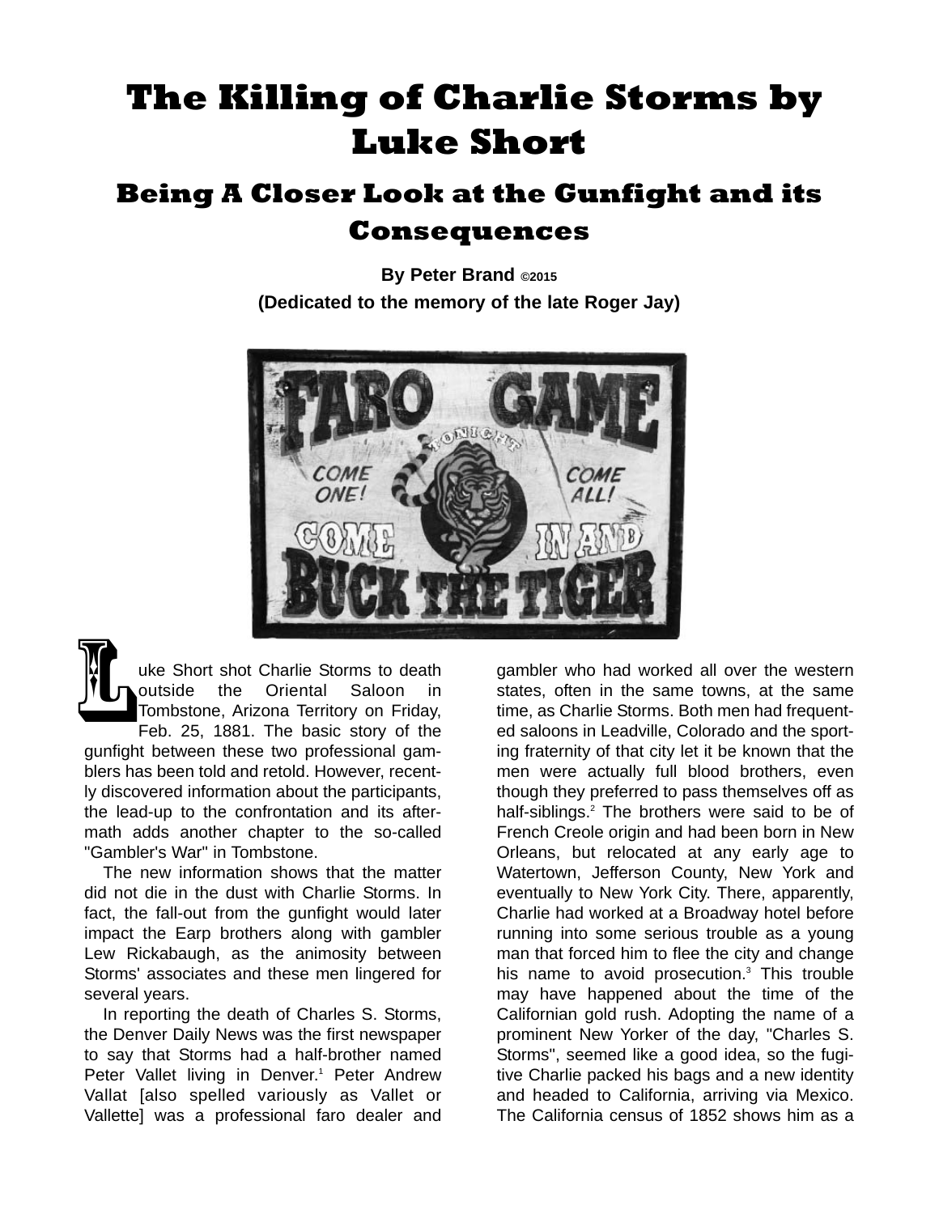# The Killing of Charlie Storms by Luke Short

## Being A Closer Look at the Gunfight and its Consequences

**By Peter Brand ©2015**

**(Dedicated to the memory of the late Roger Jay)**

Luke Short shot Charlie Storms to death outside the Oriental Saloon in Tombstone, Arizona Territory on Friday, Feb. 25, 1881. The basic story of the gunfight between these two professional gamblers has been told and retold. However, recently discovered information about the participants, the lead-up to the confrontation and its aftermath adds another chapter to the so-called "Gambler's War" in Tombstone.

The new information shows that the matter did not die in the dust with Charlie Storms. In fact, the fall-out from the gunfight would later impact the Earp brothers along with gambler Lew Rickabaugh, as the animosity between Storms' associates and these men lingered for several years.

In reporting the death of Charles S. Storms, the Denver Daily News was the first newspaper to say that Storms had a half-brother named Peter Vallet living in Denver.[1] Peter Andrew Vallat [also spelled variously as Vallet or Vallette] was a professional faro dealer and gambler who had worked all over the western states, often in the same towns, at the same time, as Charlie Storms. Both men had frequented saloons in Leadville, Colorado and the sporting fraternity of that city let it be known that the men were actually full blood brothers, even though they preferred to pass themselves off as half-siblings.[2] The brothers were said to be of French Creole origin and had been born in New Orleans, but relocated at any early age to Watertown, Jefferson County, New York and eventually to New York City. There, apparently, Charlie had worked at a Broadway hotel before running into some serious trouble as a young man that forced him to flee the city and change his name to avoid prosecution.[3] This trouble may have happened about the time of the Californian gold rush. Adopting the name of a prominent New Yorker of the day, "Charles S. Storms", seemed like a good idea, so the fugitive Charlie packed his bags and a new identity and headed to California, arriving via Mexico. The California census of 1852 shows him as a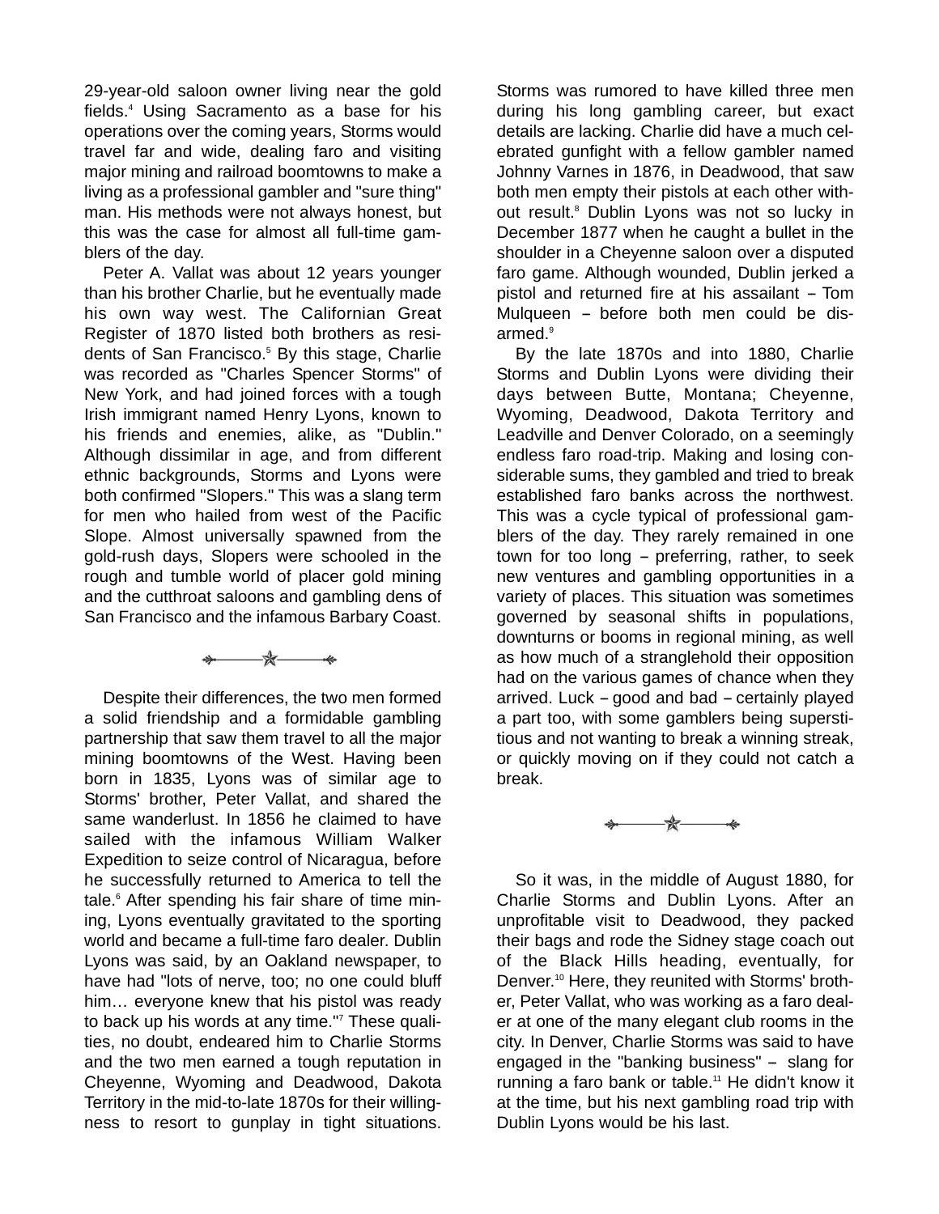29-year-old saloon owner living near the gold fields.[4] Using Sacramento as a base for his operations over the coming years, Storms would travel far and wide, dealing faro and visiting major mining and railroad boomtowns to make a living as a professional gambler and "sure thing" man. His methods were not always honest, but this was the case for almost all full-time gamblers of the day.

Peter A. Vallat was about 12 years younger than his brother Charlie, but he eventually made his own way west. The Californian Great Register of 1870 listed both brothers as residents of San Francisco.[5] By this stage, Charlie was recorded as "Charles Spencer Storms" of New York, and had joined forces with a tough Irish immigrant named Henry Lyons, known to his friends and enemies, alike, as "Dublin." Although dissimilar in age, and from different ethnic backgrounds, Storms and Lyons were both confirmed "Slopers." This was a slang term for men who hailed from west of the Pacific Slope. Almost universally spawned from the gold-rush days, Slopers were schooled in the rough and tumble world of placer gold mining and the cutthroat saloons and gambling dens of San Francisco and the infamous Barbary Coast.

Despite their differences, the two men formed a solid friendship and a formidable gambling partnership that saw them travel to all the major mining boomtowns of the West. Having been born in 1835, Lyons was of similar age to Storms' brother, Peter Vallat, and shared the same wanderlust. In 1856 he claimed to have sailed with the infamous William Walker Expedition to seize control of Nicaragua, before he successfully returned to America to tell the tale.[6] After spending his fair share of time mining, Lyons eventually gravitated to the sporting world and became a full-time faro dealer. Dublin Lyons was said, by an Oakland newspaper, to have had "lots of nerve, too; no one could bluff him… everyone knew that his pistol was ready to back up his words at any time."[7] These qualities, no doubt, endeared him to Charlie Storms and the two men earned a tough reputation in Cheyenne, Wyoming and Deadwood, Dakota Territory in the mid-to-late 1870s for their willingness to resort to gunplay in tight situations. Storms was rumored to have killed three men during his long gambling career, but exact details are lacking. Charlie did have a much celebrated gunfight with a fellow gambler named Johnny Varnes in 1876, in Deadwood, that saw both men empty their pistols at each other without result.[8] Dublin Lyons was not so lucky in December 1877 when he caught a bullet in the shoulder in a Cheyenne saloon over a disputed faro game. Although wounded, Dublin jerked a pistol and returned fire at his assailant – Tom Mulqueen – before both men could be disarmed.[9]

By the late 1870s and into 1880, Charlie Storms and Dublin Lyons were dividing their days between Butte, Montana; Cheyenne, Wyoming, Deadwood, Dakota Territory and Leadville and Denver Colorado, on a seemingly endless faro road-trip. Making and losing considerable sums, they gambled and tried to break established faro banks across the northwest. This was a cycle typical of professional gamblers of the day. They rarely remained in one town for too long – preferring, rather, to seek new ventures and gambling opportunities in a variety of places. This situation was sometimes governed by seasonal shifts in populations, downturns or booms in regional mining, as well as how much of a stranglehold their opposition had on the various games of chance when they arrived. Luck – good and bad – certainly played a part too, with some gamblers being superstitious and not wanting to break a winning streak, or quickly moving on if they could not catch a break.

So it was, in the middle of August 1880, for Charlie Storms and Dublin Lyons. After an unprofitable visit to Deadwood, they packed their bags and rode the Sidney stage coach out of the Black Hills heading, eventually, for Denver.[10] Here, they reunited with Storms' brother, Peter Vallat, who was working as a faro dealer at one of the many elegant club rooms in the city. In Denver, Charlie Storms was said to have engaged in the "banking business" – slang for running a faro bank or table.[11] He didn't know it at the time, but his next gambling road trip with Dublin Lyons would be his last.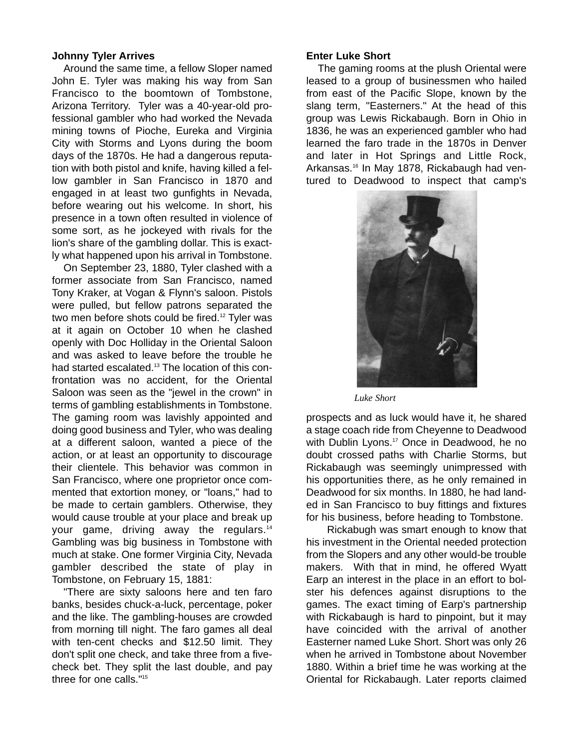### Johnny Tyler Arrives

Around the same time, a fellow Sloper named John E. Tyler was making his way from San Francisco to the boomtown of Tombstone, Arizona Territory. Tyler was a 40-year-old professional gambler who had worked the Nevada mining towns of Pioche, Eureka and Virginia City with Storms and Lyons during the boom days of the 1870s. He had a dangerous reputation with both pistol and knife, having killed a fellow gambler in San Francisco in 1870 and engaged in at least two gunfights in Nevada, before wearing out his welcome. In short, his presence in a town often resulted in violence of some sort, as he jockeyed with rivals for the lion's share of the gambling dollar. This is exactly what happened upon his arrival in Tombstone.

On September 23, 1880, Tyler clashed with a former associate from San Francisco, named Tony Kraker, at Vogan & Flynn's saloon. Pistols were pulled, but fellow patrons separated the two men before shots could be fired.[12] Tyler was at it again on October 10 when he clashed openly with Doc Holliday in the Oriental Saloon and was asked to leave before the trouble he had started escalated.[13] The location of this confrontation was no accident, for the Oriental Saloon was seen as the "jewel in the crown" in terms of gambling establishments in Tombstone. The gaming room was lavishly appointed and doing good business and Tyler, who was dealing at a different saloon, wanted a piece of the action, or at least an opportunity to discourage their clientele. This behavior was common in San Francisco, where one proprietor once commented that extortion money, or "loans," had to be made to certain gamblers. Otherwise, they would cause trouble at your place and break up your game, driving away the regulars.[14] Gambling was big business in Tombstone with much at stake. One former Virginia City, Nevada gambler described the state of play in Tombstone, on February 15, 1881:

"There are sixty saloons here and ten faro banks, besides chuck-a-luck, percentage, poker and the like. The gambling-houses are crowded from morning till night. The faro games all deal with ten-cent checks and $12.50 limit. They don't split one check, and take three from a five-check bet. They split the last double, and pay three for one calls."[15]

### Enter Luke Short

The gaming rooms at the plush Oriental were leased to a group of businessmen who hailed from east of the Pacific Slope, known by the slang term, "Easterners." At the head of this group was Lewis Rickabaugh. Born in Ohio in 1836, he was an experienced gambler who had learned the faro trade in the 1870s in Denver and later in Hot Springs and Little Rock, Arkansas.[16] In May 1878, Rickabaugh had ventured to Deadwood to inspect that camp's prospects and as luck would have it, he shared a stage coach ride from Cheyenne to Deadwood with Dublin Lyons.[17] Once in Deadwood, he no doubt crossed paths with Charlie Storms, but Rickabaugh was seemingly unimpressed with his opportunities there, as he only remained in Deadwood for six months. In 1880, he had landed in San Francisco to buy fittings and fixtures for his business, before heading to Tombstone.

*Luke Short*

Rickabugh was smart enough to know that his investment in the Oriental needed protection from the Slopers and any other would-be trouble makers. With that in mind, he offered Wyatt Earp an interest in the place in an effort to bolster his defences against disruptions to the games. The exact timing of Earp's partnership with Rickabaugh is hard to pinpoint, but it may have coincided with the arrival of another Easterner named Luke Short. Short was only 26 when he arrived in Tombstone about November 1880. Within a brief time he was working at the Oriental for Rickabaugh. Later reports claimed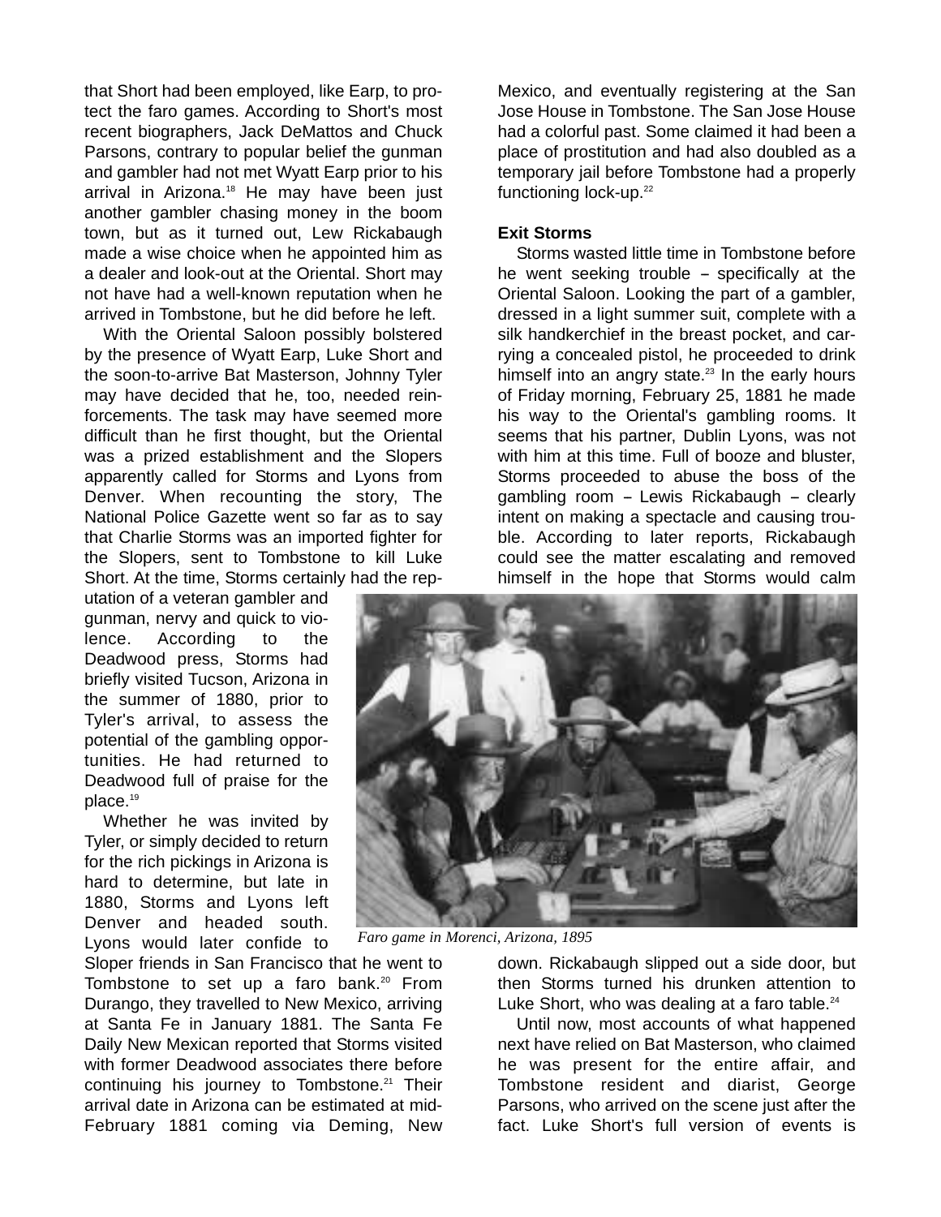that Short had been employed, like Earp, to protect the faro games. According to Short's most recent biographers, Jack DeMattos and Chuck Parsons, contrary to popular belief the gunman and gambler had not met Wyatt Earp prior to his arrival in Arizona.[18] He may have been just another gambler chasing money in the boom town, but as it turned out, Lew Rickabaugh made a wise choice when he appointed him as a dealer and look-out at the Oriental. Short may not have had a well-known reputation when he arrived in Tombstone, but he did before he left.

With the Oriental Saloon possibly bolstered by the presence of Wyatt Earp, Luke Short and the soon-to-arrive Bat Masterson, Johnny Tyler may have decided that he, too, needed reinforcements. The task may have seemed more difficult than he first thought, but the Oriental was a prized establishment and the Slopers apparently called for Storms and Lyons from Denver. When recounting the story, The National Police Gazette went so far as to say that Charlie Storms was an imported fighter for the Slopers, sent to Tombstone to kill Luke Short. At the time, Storms certainly had the reputation of a veteran gambler and gunman, nervy and quick to violence. According to the Deadwood press, Storms had briefly visited Tucson, Arizona in the summer of 1880, prior to Tyler's arrival, to assess the potential of the gambling opportunities. He had returned to Deadwood full of praise for the place.[19]

Whether he was invited by Tyler, or simply decided to return for the rich pickings in Arizona is hard to determine, but late in 1880, Storms and Lyons left Denver and headed south. Lyons would later confide to Sloper friends in San Francisco that he went to Tombstone to set up a faro bank.[20] From Durango, they travelled to New Mexico, arriving at Santa Fe in January 1881. The Santa Fe Daily New Mexican reported that Storms visited with former Deadwood associates there before continuing his journey to Tombstone.[21] Their arrival date in Arizona can be estimated at mid-February 1881 coming via Deming, New Mexico, and eventually registering at the San Jose House in Tombstone. The San Jose House had a colorful past. Some claimed it had been a place of prostitution and had also doubled as a temporary jail before Tombstone had a properly functioning lock-up.[22]

**Exit Storms**

Storms wasted little time in Tombstone before he went seeking trouble – specifically at the Oriental Saloon. Looking the part of a gambler, dressed in a light summer suit, complete with a silk handkerchief in the breast pocket, and carrying a concealed pistol, he proceeded to drink himself into an angry state.[23] In the early hours of Friday morning, February 25, 1881 he made his way to the Oriental's gambling rooms. It seems that his partner, Dublin Lyons, was not with him at this time. Full of booze and bluster, Storms proceeded to abuse the boss of the gambling room – Lewis Rickabaugh – clearly intent on making a spectacle and causing trouble. According to later reports, Rickabaugh could see the matter escalating and removed himself in the hope that Storms would calm down. Rickabaugh slipped out a side door, but then Storms turned his drunken attention to Luke Short, who was dealing at a faro table.[24]

*Faro game in Morenci, Arizona, 1895*

Until now, most accounts of what happened next have relied on Bat Masterson, who claimed he was present for the entire affair, and Tombstone resident and diarist, George Parsons, who arrived on the scene just after the fact. Luke Short's full version of events is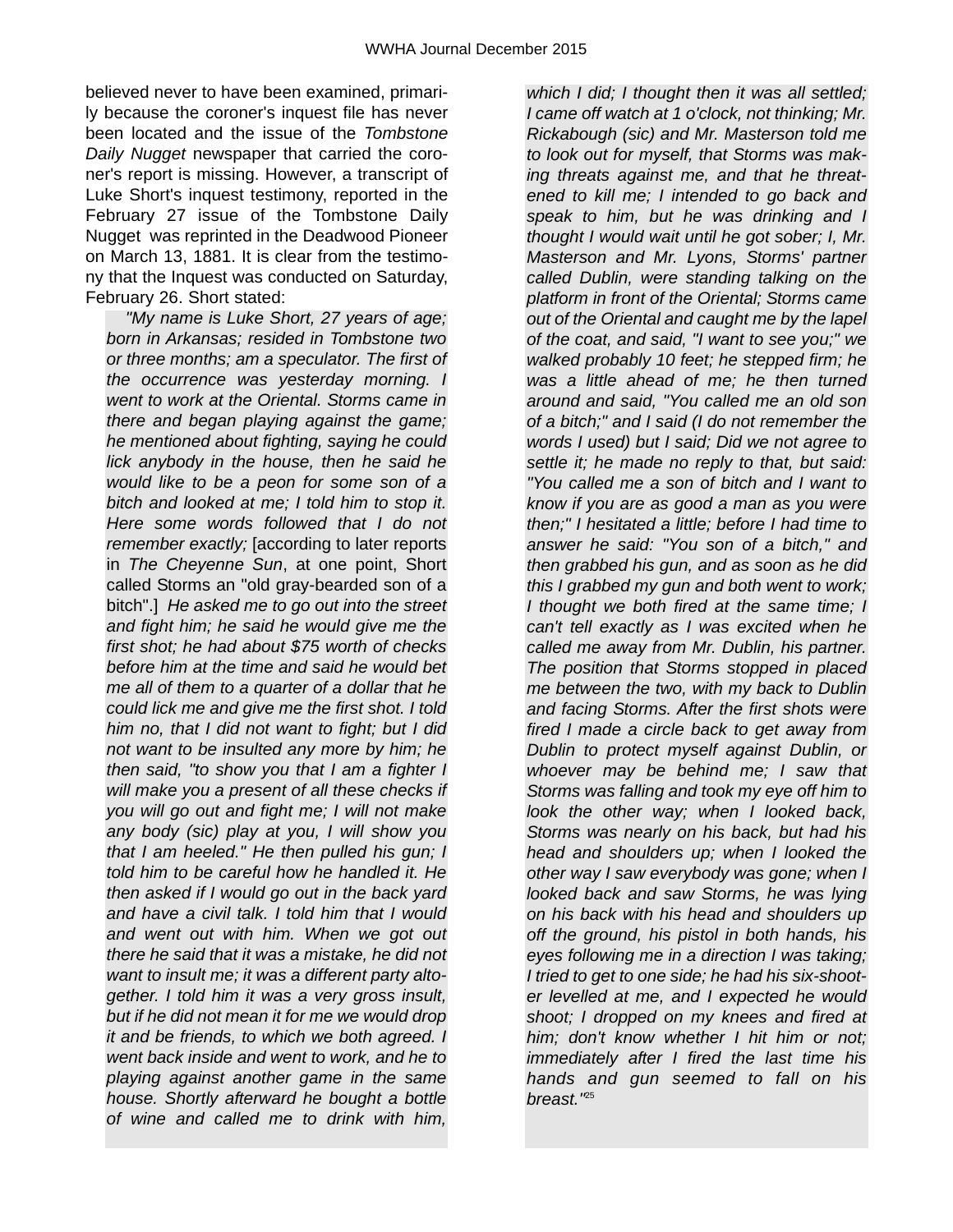believed never to have been examined, primarily because the coroner's inquest file has never been located and the issue of the *Tombstone Daily Nugget* newspaper that carried the coroner's report is missing. However, a transcript of Luke Short's inquest testimony, reported in the February 27 issue of the Tombstone Daily Nugget was reprinted in the Deadwood Pioneer on March 13, 1881. It is clear from the testimony that the Inquest was conducted on Saturday, February 26. Short stated:

> *"My name is Luke Short, 27 years of age; born in Arkansas; resided in Tombstone two or three months; am a speculator. The first of the occurrence was yesterday morning. I went to work at the Oriental. Storms came in there and began playing against the game; he mentioned about fighting, saying he could lick anybody in the house, then he said he would like to be a peon for some son of a bitch and looked at me; I told him to stop it. Here some words followed that I do not remember exactly;* [according to later reports in *The Cheyenne Sun*, at one point, Short called Storms an "old gray-bearded son of a bitch".] *He asked me to go out into the street and fight him; he said he would give me the first shot; he had about $75 worth of checks before him at the time and said he would bet me all of them to a quarter of a dollar that he could lick me and give me the first shot. I told him no, that I did not want to fight; but I did not want to be insulted any more by him; he then said, "to show you that I am a fighter I will make you a present of all these checks if you will go out and fight me; I will not make any body (sic) play at you, I will show you that I am heeled." He then pulled his gun; I told him to be careful how he handled it. He then asked if I would go out in the back yard and have a civil talk. I told him that I would and went out with him. When we got out there he said that it was a mistake, he did not want to insult me; it was a different party altogether. I told him it was a very gross insult, but if he did not mean it for me we would drop it and be friends, to which we both agreed. I went back inside and went to work, and he to playing against another game in the same house. Shortly afterward he bought a bottle of wine and called me to drink with him, which I did; I thought then it was all settled; I came off watch at 1 o'clock, not thinking; Mr. Rickabough (sic) and Mr. Masterson told me to look out for myself, that Storms was making threats against me, and that he threatened to kill me; I intended to go back and speak to him, but he was drinking and I thought I would wait until he got sober; I, Mr. Masterson and Mr. Lyons, Storms' partner called Dublin, were standing talking on the platform in front of the Oriental; Storms came out of the Oriental and caught me by the lapel of the coat, and said, "I want to see you;" we walked probably 10 feet; he stepped firm; he was a little ahead of me; he then turned around and said, "You called me an old son of a bitch;" and I said (I do not remember the words I used) but I said; Did we not agree to settle it; he made no reply to that, but said: "You called me a son of bitch and I want to know if you are as good a man as you were then;" I hesitated a little; before I had time to answer he said: "You son of a bitch," and then grabbed his gun, and as soon as he did this I grabbed my gun and both went to work; I thought we both fired at the same time; I can't tell exactly as I was excited when he called me away from Mr. Dublin, his partner. The position that Storms stopped in placed me between the two, with my back to Dublin and facing Storms. After the first shots were fired I made a circle back to get away from Dublin to protect myself against Dublin, or whoever may be behind me; I saw that Storms was falling and took my eye off him to look the other way; when I looked back, Storms was nearly on his back, but had his head and shoulders up; when I looked the other way I saw everybody was gone; when I looked back and saw Storms, he was lying on his back with his head and shoulders up off the ground, his pistol in both hands, his eyes following me in a direction I was taking; I tried to get to one side; he had his six-shooter levelled at me, and I expected he would shoot; I dropped on my knees and fired at him; don't know whether I hit him or not; immediately after I fired the last time his hands and gun seemed to fall on his breast."*[25]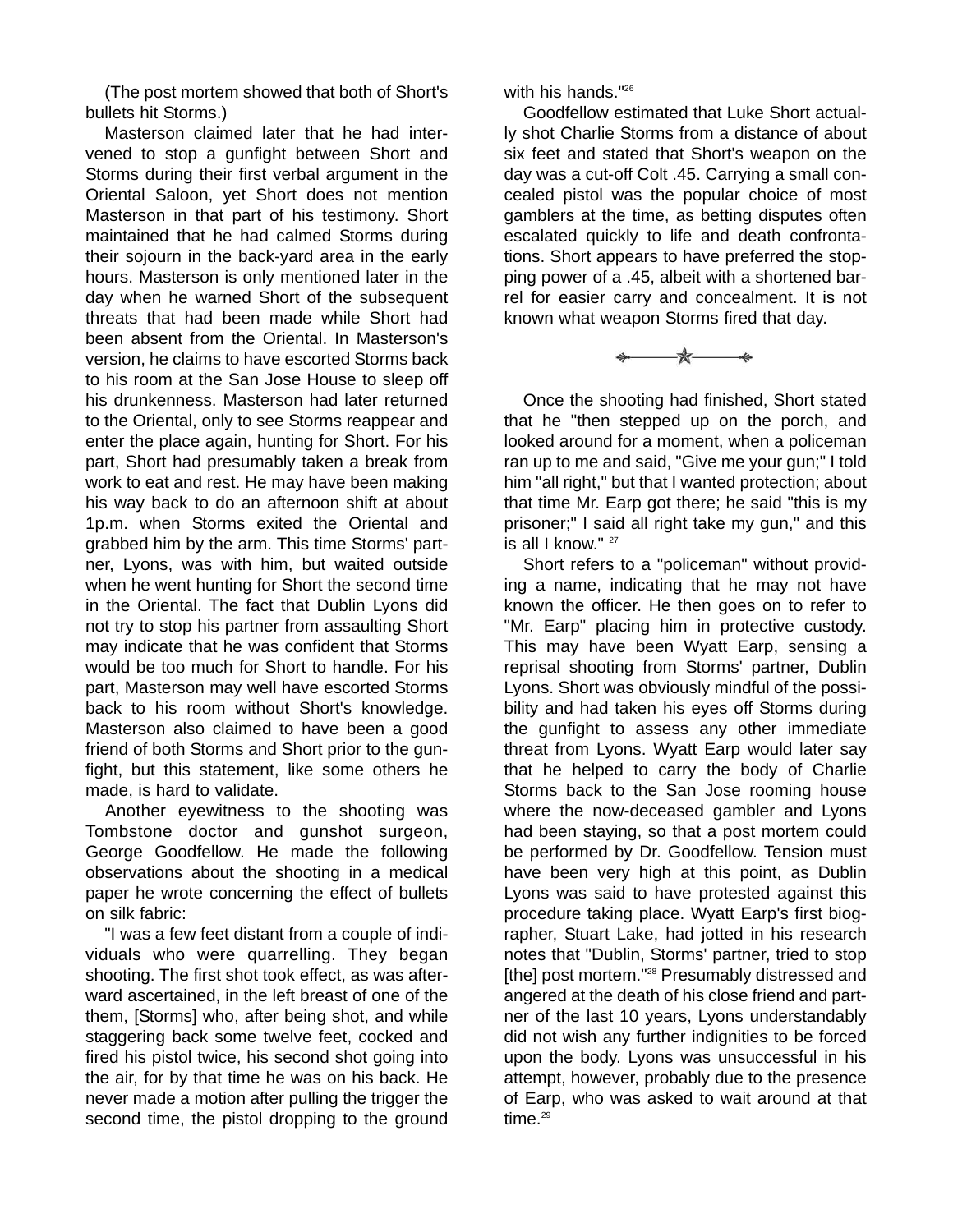(The post mortem showed that both of Short's bullets hit Storms.)

Masterson claimed later that he had intervened to stop a gunfight between Short and Storms during their first verbal argument in the Oriental Saloon, yet Short does not mention Masterson in that part of his testimony. Short maintained that he had calmed Storms during their sojourn in the back-yard area in the early hours. Masterson is only mentioned later in the day when he warned Short of the subsequent threats that had been made while Short had been absent from the Oriental. In Masterson's version, he claims to have escorted Storms back to his room at the San Jose House to sleep off his drunkenness. Masterson had later returned to the Oriental, only to see Storms reappear and enter the place again, hunting for Short. For his part, Short had presumably taken a break from work to eat and rest. He may have been making his way back to do an afternoon shift at about 1p.m. when Storms exited the Oriental and grabbed him by the arm. This time Storms' partner, Lyons, was with him, but waited outside when he went hunting for Short the second time in the Oriental. The fact that Dublin Lyons did not try to stop his partner from assaulting Short may indicate that he was confident that Storms would be too much for Short to handle. For his part, Masterson may well have escorted Storms back to his room without Short's knowledge. Masterson also claimed to have been a good friend of both Storms and Short prior to the gunfight, but this statement, like some others he made, is hard to validate.

Another eyewitness to the shooting was Tombstone doctor and gunshot surgeon, George Goodfellow. He made the following observations about the shooting in a medical paper he wrote concerning the effect of bullets on silk fabric:

"I was a few feet distant from a couple of individuals who were quarrelling. They began shooting. The first shot took effect, as was afterward ascertained, in the left breast of one of the them, [Storms] who, after being shot, and while staggering back some twelve feet, cocked and fired his pistol twice, his second shot going into the air, for by that time he was on his back. He never made a motion after pulling the trigger the second time, the pistol dropping to the ground with his hands."[26]

Goodfellow estimated that Luke Short actually shot Charlie Storms from a distance of about six feet and stated that Short's weapon on the day was a cut-off Colt .45. Carrying a small concealed pistol was the popular choice of most gamblers at the time, as betting disputes often escalated quickly to life and death confrontations. Short appears to have preferred the stopping power of a .45, albeit with a shortened barrel for easier carry and concealment. It is not known what weapon Storms fired that day.

---

Once the shooting had finished, Short stated that he "then stepped up on the porch, and looked around for a moment, when a policeman ran up to me and said, "Give me your gun;" I told him "all right," but that I wanted protection; about that time Mr. Earp got there; he said "this is my prisoner;" I said all right take my gun," and this is all I know." [27]

Short refers to a "policeman" without providing a name, indicating that he may not have known the officer. He then goes on to refer to "Mr. Earp" placing him in protective custody. This may have been Wyatt Earp, sensing a reprisal shooting from Storms' partner, Dublin Lyons. Short was obviously mindful of the possibility and had taken his eyes off Storms during the gunfight to assess any other immediate threat from Lyons. Wyatt Earp would later say that he helped to carry the body of Charlie Storms back to the San Jose rooming house where the now-deceased gambler and Lyons had been staying, so that a post mortem could be performed by Dr. Goodfellow. Tension must have been very high at this point, as Dublin Lyons was said to have protested against this procedure taking place. Wyatt Earp's first biographer, Stuart Lake, had jotted in his research notes that "Dublin, Storms' partner, tried to stop [the] post mortem."[28] Presumably distressed and angered at the death of his close friend and partner of the last 10 years, Lyons understandably did not wish any further indignities to be forced upon the body. Lyons was unsuccessful in his attempt, however, probably due to the presence of Earp, who was asked to wait around at that time.[29]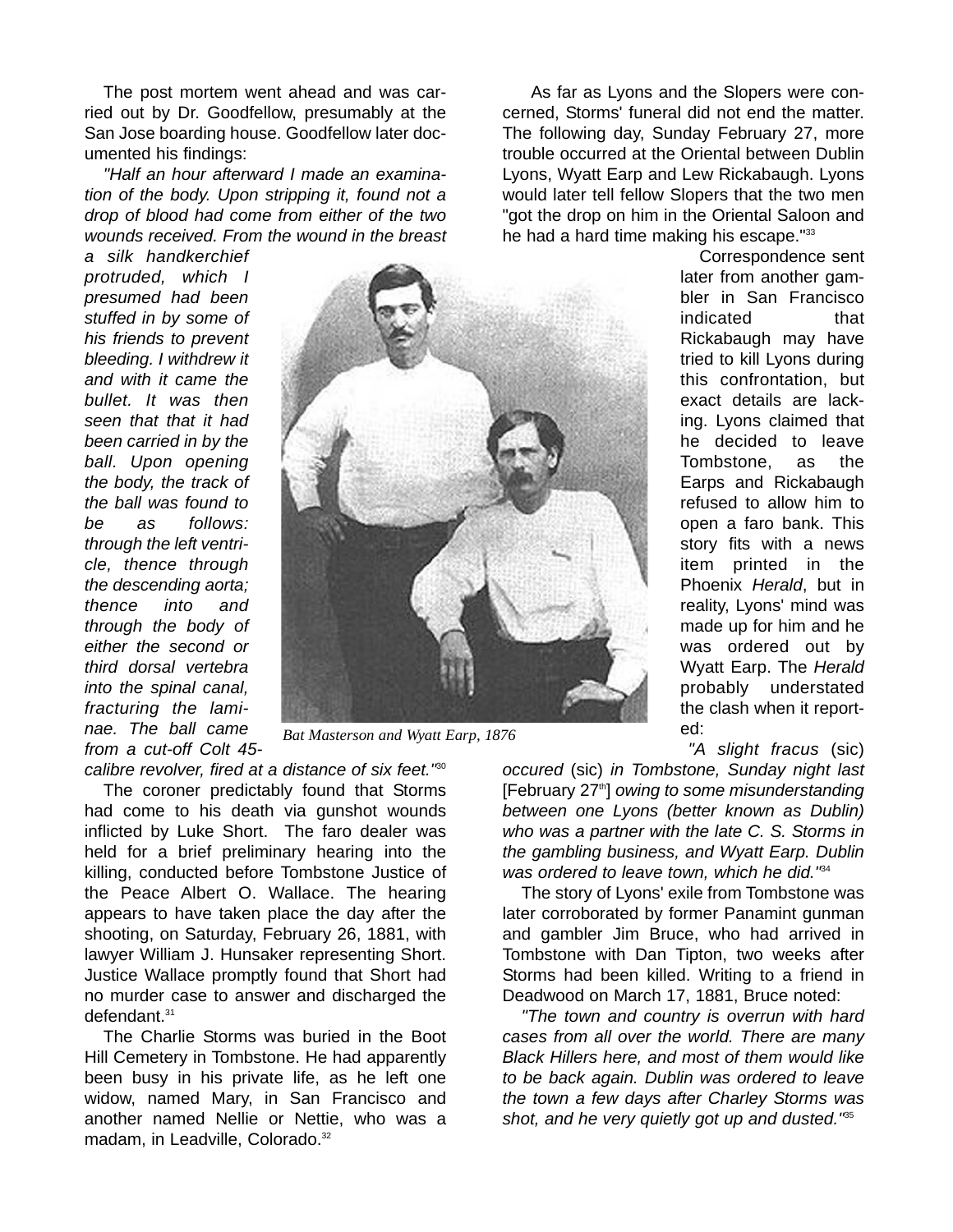The post mortem went ahead and was carried out by Dr. Goodfellow, presumably at the San Jose boarding house. Goodfellow later documented his findings:

*"Half an hour afterward I made an examination of the body. Upon stripping it, found not a drop of blood had come from either of the two wounds received. From the wound in the breast a silk handkerchief protruded, which I presumed had been stuffed in by some of his friends to prevent bleeding. I withdrew it and with it came the bullet. It was then seen that that it had been carried in by the ball. Upon opening the body, the track of the ball was found to be as follows: through the left ventricle, thence through the descending aorta; thence into and through the body of either the second or third dorsal vertebra into the spinal canal, fracturing the laminae. The ball came from a cut-off Colt 45-calibre revolver, fired at a distance of six feet."*[30]

Bat Masterson and Wyatt Earp, 1876

The coroner predictably found that Storms had come to his death via gunshot wounds inflicted by Luke Short. The faro dealer was held for a brief preliminary hearing into the killing, conducted before Tombstone Justice of the Peace Albert O. Wallace. The hearing appears to have taken place the day after the shooting, on Saturday, February 26, 1881, with lawyer William J. Hunsaker representing Short. Justice Wallace promptly found that Short had no murder case to answer and discharged the defendant.[31]

The Charlie Storms was buried in the Boot Hill Cemetery in Tombstone. He had apparently been busy in his private life, as he left one widow, named Mary, in San Francisco and another named Nellie or Nettie, who was a madam, in Leadville, Colorado.[32]

As far as Lyons and the Slopers were concerned, Storms' funeral did not end the matter. The following day, Sunday February 27, more trouble occurred at the Oriental between Dublin Lyons, Wyatt Earp and Lew Rickabaugh. Lyons would later tell fellow Slopers that the two men "got the drop on him in the Oriental Saloon and he had a hard time making his escape."[33]

Correspondence sent later from another gambler in San Francisco indicated that Rickabaugh may have tried to kill Lyons during this confrontation, but exact details are lacking. Lyons claimed that he decided to leave Tombstone, as the Earps and Rickabaugh refused to allow him to open a faro bank. This story fits with a news item printed in the Phoenix *Herald*, but in reality, Lyons' mind was made up for him and he was ordered out by Wyatt Earp. The *Herald* probably understated the clash when it reported:

*"A slight fracus* (sic) *occured* (sic) *in Tombstone, Sunday night last* [February 27th] *owing to some misunderstanding between one Lyons (better known as Dublin) who was a partner with the late C. S. Storms in the gambling business, and Wyatt Earp. Dublin was ordered to leave town, which he did."*[34]

The story of Lyons' exile from Tombstone was later corroborated by former Panamint gunman and gambler Jim Bruce, who had arrived in Tombstone with Dan Tipton, two weeks after Storms had been killed. Writing to a friend in Deadwood on March 17, 1881, Bruce noted:

*"The town and country is overrun with hard cases from all over the world. There are many Black Hillers here, and most of them would like to be back again. Dublin was ordered to leave the town a few days after Charley Storms was shot, and he very quietly got up and dusted."*[35]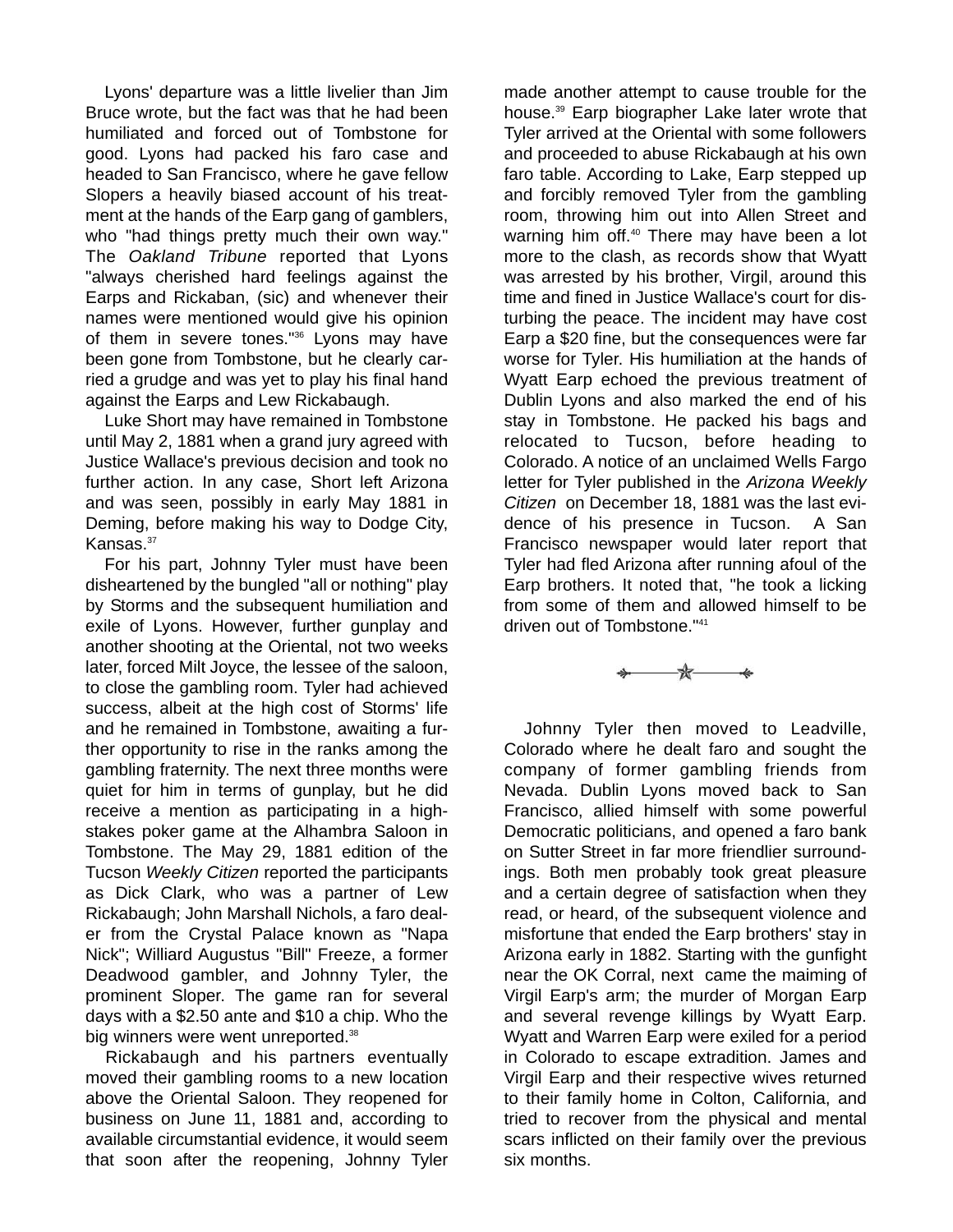Lyons' departure was a little livelier than Jim Bruce wrote, but the fact was that he had been humiliated and forced out of Tombstone for good. Lyons had packed his faro case and headed to San Francisco, where he gave fellow Slopers a heavily biased account of his treatment at the hands of the Earp gang of gamblers, who "had things pretty much their own way." The *Oakland Tribune* reported that Lyons "always cherished hard feelings against the Earps and Rickaban, (sic) and whenever their names were mentioned would give his opinion of them in severe tones."[36] Lyons may have been gone from Tombstone, but he clearly carried a grudge and was yet to play his final hand against the Earps and Lew Rickabaugh.

Luke Short may have remained in Tombstone until May 2, 1881 when a grand jury agreed with Justice Wallace's previous decision and took no further action. In any case, Short left Arizona and was seen, possibly in early May 1881 in Deming, before making his way to Dodge City, Kansas.[37]

For his part, Johnny Tyler must have been disheartened by the bungled "all or nothing" play by Storms and the subsequent humiliation and exile of Lyons. However, further gunplay and another shooting at the Oriental, not two weeks later, forced Milt Joyce, the lessee of the saloon, to close the gambling room. Tyler had achieved success, albeit at the high cost of Storms' life and he remained in Tombstone, awaiting a further opportunity to rise in the ranks among the gambling fraternity. The next three months were quiet for him in terms of gunplay, but he did receive a mention as participating in a high-stakes poker game at the Alhambra Saloon in Tombstone. The May 29, 1881 edition of the Tucson *Weekly Citizen* reported the participants as Dick Clark, who was a partner of Lew Rickabaugh; John Marshall Nichols, a faro dealer from the Crystal Palace known as "Napa Nick"; Williard Augustus "Bill" Freeze, a former Deadwood gambler, and Johnny Tyler, the prominent Sloper. The game ran for several days with a $2.50 ante and $10 a chip. Who the big winners were went unreported.[38]

Rickabaugh and his partners eventually moved their gambling rooms to a new location above the Oriental Saloon. They reopened for business on June 11, 1881 and, according to available circumstantial evidence, it would seem that soon after the reopening, Johnny Tyler made another attempt to cause trouble for the house.[39] Earp biographer Lake later wrote that Tyler arrived at the Oriental with some followers and proceeded to abuse Rickabaugh at his own faro table. According to Lake, Earp stepped up and forcibly removed Tyler from the gambling room, throwing him out into Allen Street and warning him off.[40] There may have been a lot more to the clash, as records show that Wyatt was arrested by his brother, Virgil, around this time and fined in Justice Wallace's court for disturbing the peace. The incident may have cost Earp a $20 fine, but the consequences were far worse for Tyler. His humiliation at the hands of Wyatt Earp echoed the previous treatment of Dublin Lyons and also marked the end of his stay in Tombstone. He packed his bags and relocated to Tucson, before heading to Colorado. A notice of an unclaimed Wells Fargo letter for Tyler published in the *Arizona Weekly Citizen* on December 18, 1881 was the last evidence of his presence in Tucson. A San Francisco newspaper would later report that Tyler had fled Arizona after running afoul of the Earp brothers. It noted that, "he took a licking from some of them and allowed himself to be driven out of Tombstone."[41]

Johnny Tyler then moved to Leadville, Colorado where he dealt faro and sought the company of former gambling friends from Nevada. Dublin Lyons moved back to San Francisco, allied himself with some powerful Democratic politicians, and opened a faro bank on Sutter Street in far more friendlier surroundings. Both men probably took great pleasure and a certain degree of satisfaction when they read, or heard, of the subsequent violence and misfortune that ended the Earp brothers' stay in Arizona early in 1882. Starting with the gunfight near the OK Corral, next came the maiming of Virgil Earp's arm; the murder of Morgan Earp and several revenge killings by Wyatt Earp. Wyatt and Warren Earp were exiled for a period in Colorado to escape extradition. James and Virgil Earp and their respective wives returned to their family home in Colton, California, and tried to recover from the physical and mental scars inflicted on their family over the previous six months.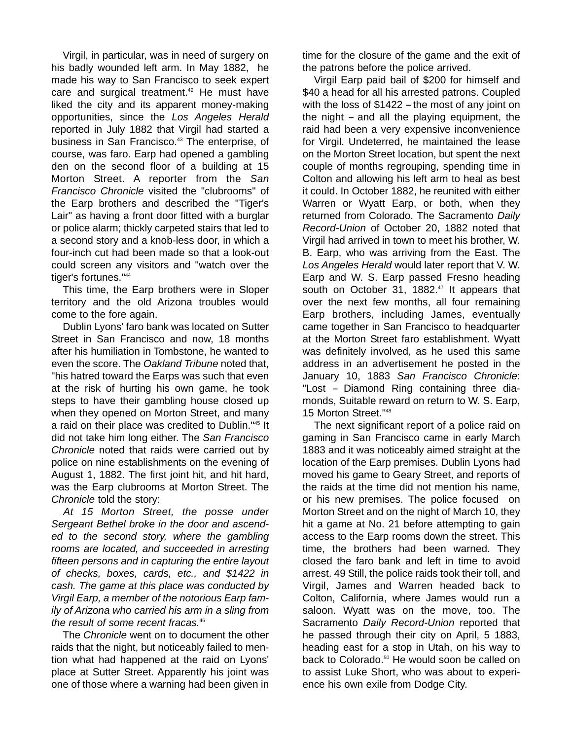Virgil, in particular, was in need of surgery on his badly wounded left arm. In May 1882, he made his way to San Francisco to seek expert care and surgical treatment.[42] He must have liked the city and its apparent money-making opportunities, since the *Los Angeles Herald* reported in July 1882 that Virgil had started a business in San Francisco.[43] The enterprise, of course, was faro. Earp had opened a gambling den on the second floor of a building at 15 Morton Street. A reporter from the *San Francisco Chronicle* visited the "clubrooms" of the Earp brothers and described the "Tiger's Lair" as having a front door fitted with a burglar or police alarm; thickly carpeted stairs that led to a second story and a knob-less door, in which a four-inch cut had been made so that a look-out could screen any visitors and "watch over the tiger's fortunes."[44]

This time, the Earp brothers were in Sloper territory and the old Arizona troubles would come to the fore again.

Dublin Lyons' faro bank was located on Sutter Street in San Francisco and now, 18 months after his humiliation in Tombstone, he wanted to even the score. The *Oakland Tribune* noted that, "his hatred toward the Earps was such that even at the risk of hurting his own game, he took steps to have their gambling house closed up when they opened on Morton Street, and many a raid on their place was credited to Dublin."[45] It did not take him long either. The *San Francisco Chronicle* noted that raids were carried out by police on nine establishments on the evening of August 1, 1882. The first joint hit, and hit hard, was the Earp clubrooms at Morton Street. The *Chronicle* told the story:

*At 15 Morton Street, the posse under Sergeant Bethel broke in the door and ascended to the second story, where the gambling rooms are located, and succeeded in arresting fifteen persons and in capturing the entire layout of checks, boxes, cards, etc., and $1422 in cash. The game at this place was conducted by Virgil Earp, a member of the notorious Earp family of Arizona who carried his arm in a sling from the result of some recent fracas.*[46]

The *Chronicle* went on to document the other raids that the night, but noticeably failed to mention what had happened at the raid on Lyons' place at Sutter Street. Apparently his joint was one of those where a warning had been given in time for the closure of the game and the exit of the patrons before the police arrived.

Virgil Earp paid bail of $200 for himself and $40 a head for all his arrested patrons. Coupled with the loss of $1422 – the most of any joint on the night – and all the playing equipment, the raid had been a very expensive inconvenience for Virgil. Undeterred, he maintained the lease on the Morton Street location, but spent the next couple of months regrouping, spending time in Colton and allowing his left arm to heal as best it could. In October 1882, he reunited with either Warren or Wyatt Earp, or both, when they returned from Colorado. The Sacramento *Daily Record-Union* of October 20, 1882 noted that Virgil had arrived in town to meet his brother, W. B. Earp, who was arriving from the East. The *Los Angeles Herald* would later report that V. W. Earp and W. S. Earp passed Fresno heading south on October 31, 1882.[47] It appears that over the next few months, all four remaining Earp brothers, including James, eventually came together in San Francisco to headquarter at the Morton Street faro establishment. Wyatt was definitely involved, as he used this same address in an advertisement he posted in the January 10, 1883 *San Francisco Chronicle*: "Lost – Diamond Ring containing three diamonds, Suitable reward on return to W. S. Earp, 15 Morton Street."[48]

The next significant report of a police raid on gaming in San Francisco came in early March 1883 and it was noticeably aimed straight at the location of the Earp premises. Dublin Lyons had moved his game to Geary Street, and reports of the raids at the time did not mention his name, or his new premises. The police focused on Morton Street and on the night of March 10, they hit a game at No. 21 before attempting to gain access to the Earp rooms down the street. This time, the brothers had been warned. They closed the faro bank and left in time to avoid arrest. 49 Still, the police raids took their toll, and Virgil, James and Warren headed back to Colton, California, where James would run a saloon. Wyatt was on the move, too. The Sacramento *Daily Record-Union* reported that he passed through their city on April, 5 1883, heading east for a stop in Utah, on his way to back to Colorado.[50] He would soon be called on to assist Luke Short, who was about to experience his own exile from Dodge City.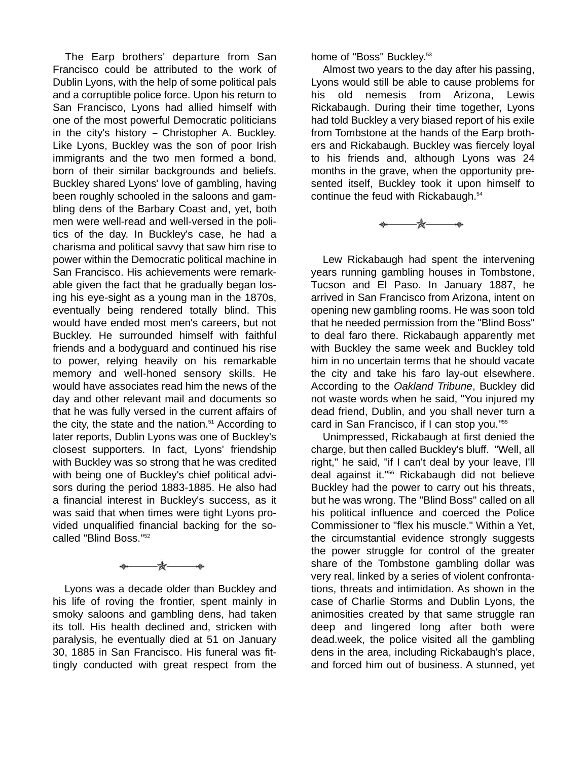The Earp brothers' departure from San Francisco could be attributed to the work of Dublin Lyons, with the help of some political pals and a corruptible police force. Upon his return to San Francisco, Lyons had allied himself with one of the most powerful Democratic politicians in the city's history – Christopher A. Buckley. Like Lyons, Buckley was the son of poor Irish immigrants and the two men formed a bond, born of their similar backgrounds and beliefs. Buckley shared Lyons' love of gambling, having been roughly schooled in the saloons and gambling dens of the Barbary Coast and, yet, both men were well-read and well-versed in the politics of the day. In Buckley's case, he had a charisma and political savvy that saw him rise to power within the Democratic political machine in San Francisco. His achievements were remarkable given the fact that he gradually began losing his eye-sight as a young man in the 1870s, eventually being rendered totally blind. This would have ended most men's careers, but not Buckley. He surrounded himself with faithful friends and a bodyguard and continued his rise to power, relying heavily on his remarkable memory and well-honed sensory skills. He would have associates read him the news of the day and other relevant mail and documents so that he was fully versed in the current affairs of the city, the state and the nation.[51] According to later reports, Dublin Lyons was one of Buckley's closest supporters. In fact, Lyons' friendship with Buckley was so strong that he was credited with being one of Buckley's chief political advisors during the period 1883-1885. He also had a financial interest in Buckley's success, as it was said that when times were tight Lyons provided unqualified financial backing for the so-called "Blind Boss."[52]

Lyons was a decade older than Buckley and his life of roving the frontier, spent mainly in smoky saloons and gambling dens, had taken its toll. His health declined and, stricken with paralysis, he eventually died at 51 on January 30, 1885 in San Francisco. His funeral was fittingly conducted with great respect from the home of "Boss" Buckley.[53]

Almost two years to the day after his passing, Lyons would still be able to cause problems for his old nemesis from Arizona, Lewis Rickabaugh. During their time together, Lyons had told Buckley a very biased report of his exile from Tombstone at the hands of the Earp brothers and Rickabaugh. Buckley was fiercely loyal to his friends and, although Lyons was 24 months in the grave, when the opportunity presented itself, Buckley took it upon himself to continue the feud with Rickabaugh.[54]

Lew Rickabaugh had spent the intervening years running gambling houses in Tombstone, Tucson and El Paso. In January 1887, he arrived in San Francisco from Arizona, intent on opening new gambling rooms. He was soon told that he needed permission from the "Blind Boss" to deal faro there. Rickabaugh apparently met with Buckley the same week and Buckley told him in no uncertain terms that he should vacate the city and take his faro lay-out elsewhere. According to the *Oakland Tribune*, Buckley did not waste words when he said, "You injured my dead friend, Dublin, and you shall never turn a card in San Francisco, if I can stop you."[55]

Unimpressed, Rickabaugh at first denied the charge, but then called Buckley's bluff. "Well, all right," he said, "if I can't deal by your leave, I'll deal against it."[56] Rickabaugh did not believe Buckley had the power to carry out his threats, but he was wrong. The "Blind Boss" called on all his political influence and coerced the Police Commissioner to "flex his muscle." Within a Yet, the circumstantial evidence strongly suggests the power struggle for control of the greater share of the Tombstone gambling dollar was very real, linked by a series of violent confrontations, threats and intimidation. As shown in the case of Charlie Storms and Dublin Lyons, the animosities created by that same struggle ran deep and lingered long after both were dead.week, the police visited all the gambling dens in the area, including Rickabaugh's place, and forced him out of business. A stunned, yet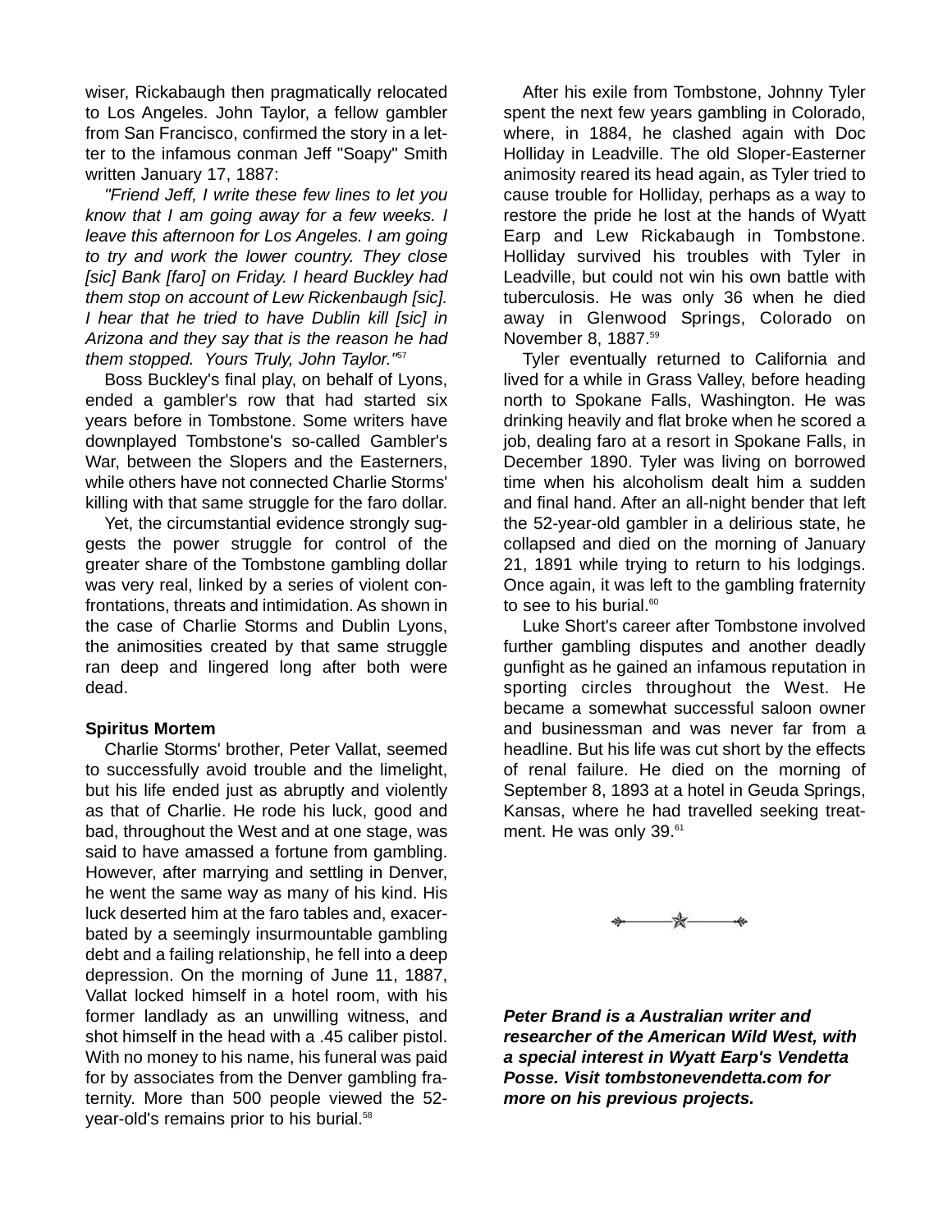wiser, Rickabaugh then pragmatically relocated to Los Angeles. John Taylor, a fellow gambler from San Francisco, confirmed the story in a letter to the infamous conman Jeff "Soapy" Smith written January 17, 1887:

*"Friend Jeff, I write these few lines to let you know that I am going away for a few weeks. I leave this afternoon for Los Angeles. I am going to try and work the lower country. They close [sic] Bank [faro] on Friday. I heard Buckley had them stop on account of Lew Rickenbaugh [sic]. I hear that he tried to have Dublin kill [sic] in Arizona and they say that is the reason he had them stopped. Yours Truly, John Taylor."*[57]

Boss Buckley's final play, on behalf of Lyons, ended a gambler's row that had started six years before in Tombstone. Some writers have downplayed Tombstone's so-called Gambler's War, between the Slopers and the Easterners, while others have not connected Charlie Storms' killing with that same struggle for the faro dollar.

Yet, the circumstantial evidence strongly suggests the power struggle for control of the greater share of the Tombstone gambling dollar was very real, linked by a series of violent confrontations, threats and intimidation. As shown in the case of Charlie Storms and Dublin Lyons, the animosities created by that same struggle ran deep and lingered long after both were dead.

**Spiritus Mortem**

Charlie Storms' brother, Peter Vallat, seemed to successfully avoid trouble and the limelight, but his life ended just as abruptly and violently as that of Charlie. He rode his luck, good and bad, throughout the West and at one stage, was said to have amassed a fortune from gambling. However, after marrying and settling in Denver, he went the same way as many of his kind. His luck deserted him at the faro tables and, exacerbated by a seemingly insurmountable gambling debt and a failing relationship, he fell into a deep depression. On the morning of June 11, 1887, Vallat locked himself in a hotel room, with his former landlady as an unwilling witness, and shot himself in the head with a .45 caliber pistol. With no money to his name, his funeral was paid for by associates from the Denver gambling fraternity. More than 500 people viewed the 52-year-old's remains prior to his burial.[58]

After his exile from Tombstone, Johnny Tyler spent the next few years gambling in Colorado, where, in 1884, he clashed again with Doc Holliday in Leadville. The old Sloper-Easterner animosity reared its head again, as Tyler tried to cause trouble for Holliday, perhaps as a way to restore the pride he lost at the hands of Wyatt Earp and Lew Rickabaugh in Tombstone. Holliday survived his troubles with Tyler in Leadville, but could not win his own battle with tuberculosis. He was only 36 when he died away in Glenwood Springs, Colorado on November 8, 1887.[59]

Tyler eventually returned to California and lived for a while in Grass Valley, before heading north to Spokane Falls, Washington. He was drinking heavily and flat broke when he scored a job, dealing faro at a resort in Spokane Falls, in December 1890. Tyler was living on borrowed time when his alcoholism dealt him a sudden and final hand. After an all-night bender that left the 52-year-old gambler in a delirious state, he collapsed and died on the morning of January 21, 1891 while trying to return to his lodgings. Once again, it was left to the gambling fraternity to see to his burial.[60]

Luke Short's career after Tombstone involved further gambling disputes and another deadly gunfight as he gained an infamous reputation in sporting circles throughout the West. He became a somewhat successful saloon owner and businessman and was never far from a headline. But his life was cut short by the effects of renal failure. He died on the morning of September 8, 1893 at a hotel in Geuda Springs, Kansas, where he had travelled seeking treatment. He was only 39.[61]

***Peter Brand is a Australian writer and researcher of the American Wild West, with a special interest in Wyatt Earp's Vendetta Posse. Visit tombstonevendetta.com for more on his previous projects.***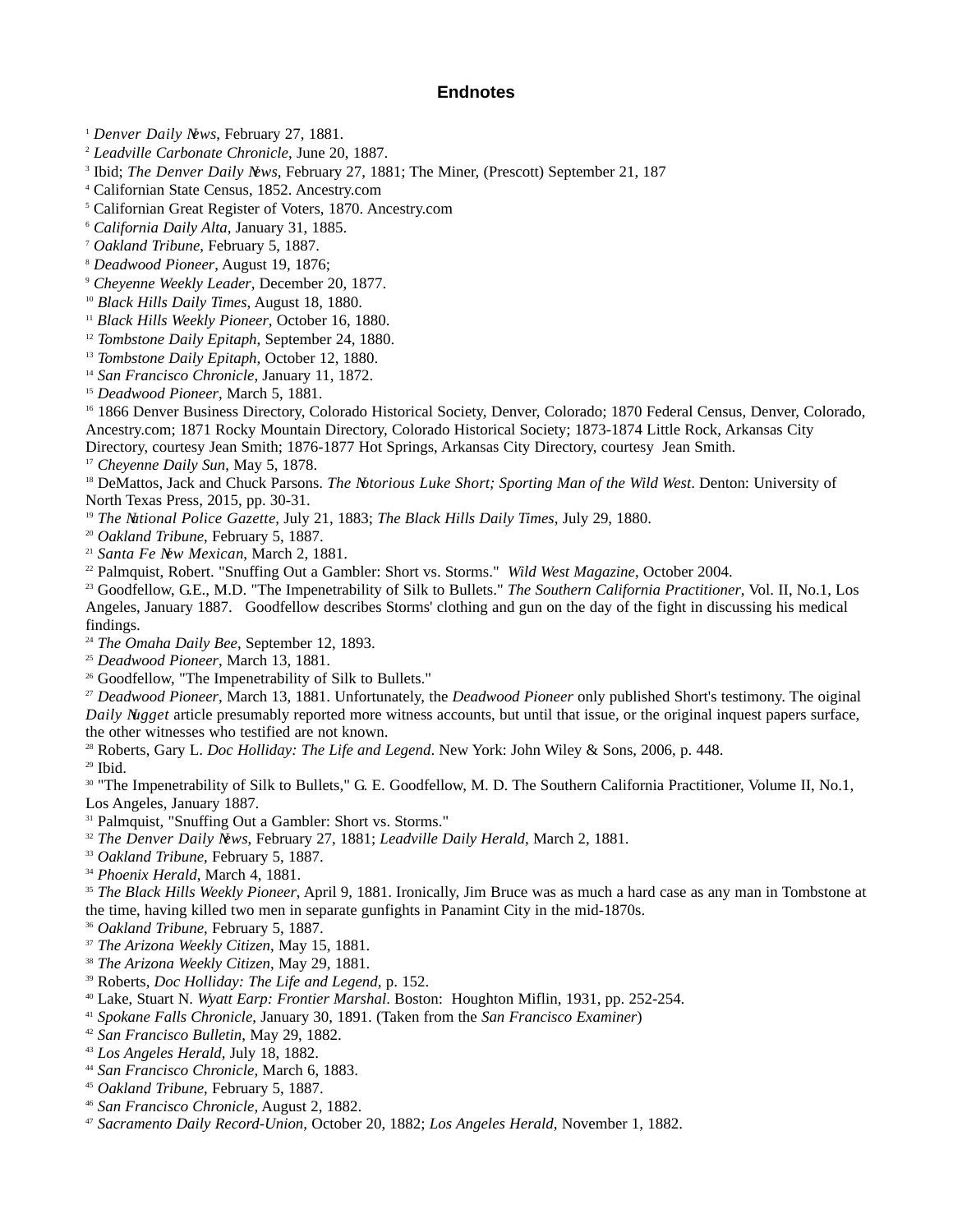# Endnotes

[1] *Denver Daily News*, February 27, 1881.
[2] *Leadville Carbonate Chronicle*, June 20, 1887.
[3] Ibid; *The Denver Daily News*, February 27, 1881; The Miner, (Prescott) September 21, 187
[4] Californian State Census, 1852. Ancestry.com
[5] Californian Great Register of Voters, 1870. Ancestry.com
[6] *California Daily Alta*, January 31, 1885.
[7] *Oakland Tribune*, February 5, 1887.
[8] *Deadwood Pioneer*, August 19, 1876;
[9] *Cheyenne Weekly Leader*, December 20, 1877.
[10] *Black Hills Daily Times*, August 18, 1880.
[11] *Black Hills Weekly Pioneer*, October 16, 1880.
[12] *Tombstone Daily Epitaph*, September 24, 1880.
[13] *Tombstone Daily Epitaph*, October 12, 1880.
[14] *San Francisco Chronicle*, January 11, 1872.
[15] *Deadwood Pioneer*, March 5, 1881.
[16] 1866 Denver Business Directory, Colorado Historical Society, Denver, Colorado; 1870 Federal Census, Denver, Colorado, Ancestry.com; 1871 Rocky Mountain Directory, Colorado Historical Society; 1873-1874 Little Rock, Arkansas City Directory, courtesy Jean Smith; 1876-1877 Hot Springs, Arkansas City Directory, courtesy Jean Smith.
[17] *Cheyenne Daily Sun*, May 5, 1878.
[18] DeMattos, Jack and Chuck Parsons. *The Notorious Luke Short; Sporting Man of the Wild West*. Denton: University of North Texas Press, 2015, pp. 30-31.
[19] *The National Police Gazette*, July 21, 1883; *The Black Hills Daily Times*, July 29, 1880.
[20] *Oakland Tribune*, February 5, 1887.
[21] *Santa Fe New Mexican*, March 2, 1881.
[22] Palmquist, Robert. "Snuffing Out a Gambler: Short vs. Storms." *Wild West Magazine*, October 2004.
[23] Goodfellow, G.E., M.D. "The Impenetrability of Silk to Bullets." *The Southern California Practitioner*, Vol. II, No.1, Los Angeles, January 1887. Goodfellow describes Storms' clothing and gun on the day of the fight in discussing his medical findings.
[24] *The Omaha Daily Bee*, September 12, 1893.
[25] *Deadwood Pioneer*, March 13, 1881.
[26] Goodfellow, "The Impenetrability of Silk to Bullets."
[27] *Deadwood Pioneer*, March 13, 1881. Unfortunately, the *Deadwood Pioneer* only published Short's testimony. The oiginal *Daily Nugget* article presumably reported more witness accounts, but until that issue, or the original inquest papers surface, the other witnesses who testified are not known.
[28] Roberts, Gary L. *Doc Holliday: The Life and Legend*. New York: John Wiley & Sons, 2006, p. 448.
[29] Ibid.
[30] "The Impenetrability of Silk to Bullets," G. E. Goodfellow, M. D. The Southern California Practitioner, Volume II, No.1, Los Angeles, January 1887.
[31] Palmquist, "Snuffing Out a Gambler: Short vs. Storms."
[32] *The Denver Daily News*, February 27, 1881; *Leadville Daily Herald*, March 2, 1881.
[33] *Oakland Tribune*, February 5, 1887.
[34] *Phoenix Herald*, March 4, 1881.
[35] *The Black Hills Weekly Pioneer*, April 9, 1881. Ironically, Jim Bruce was as much a hard case as any man in Tombstone at the time, having killed two men in separate gunfights in Panamint City in the mid-1870s.
[36] *Oakland Tribune*, February 5, 1887.
[37] *The Arizona Weekly Citizen*, May 15, 1881.
[38] *The Arizona Weekly Citizen*, May 29, 1881.
[39] Roberts, *Doc Holliday: The Life and Legend*, p. 152.
[40] Lake, Stuart N. *Wyatt Earp: Frontier Marshal*. Boston: Houghton Miflin, 1931, pp. 252-254.
[41] *Spokane Falls Chronicle*, January 30, 1891. (Taken from the *San Francisco Examiner*)
[42] *San Francisco Bulletin*, May 29, 1882.
[43] *Los Angeles Herald*, July 18, 1882.
[44] *San Francisco Chronicle*, March 6, 1883.
[45] *Oakland Tribune*, February 5, 1887.
[46] *San Francisco Chronicle*, August 2, 1882.
[47] *Sacramento Daily Record-Union*, October 20, 1882; *Los Angeles Herald*, November 1, 1882.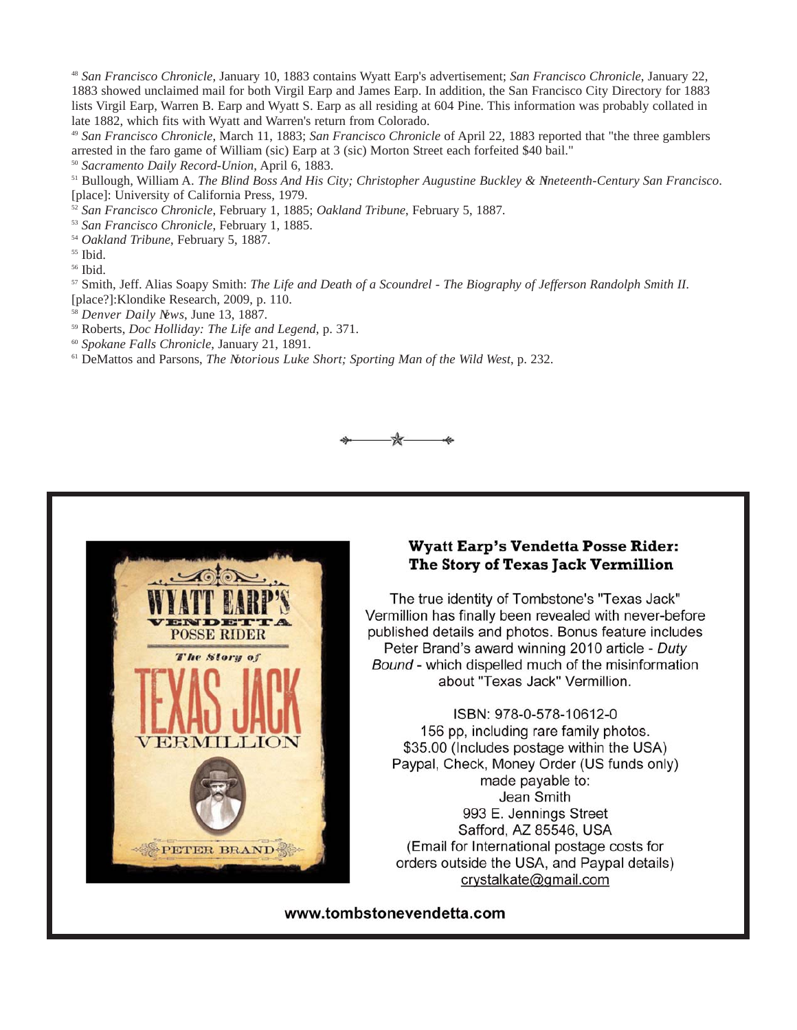[48] *San Francisco Chronicle*, January 10, 1883 contains Wyatt Earp's advertisement; *San Francisco Chronicle*, January 22, 1883 showed unclaimed mail for both Virgil Earp and James Earp. In addition, the San Francisco City Directory for 1883 lists Virgil Earp, Warren B. Earp and Wyatt S. Earp as all residing at 604 Pine. This information was probably collated in late 1882, which fits with Wyatt and Warren's return from Colorado.

[49] *San Francisco Chronicle*, March 11, 1883; *San Francisco Chronicle* of April 22, 1883 reported that "the three gamblers arrested in the faro game of William (sic) Earp at 3 (sic) Morton Street each forfeited $40 bail."

[50] *Sacramento Daily Record-Union*, April 6, 1883.

[51] Bullough, William A. *The Blind Boss And His City; Christopher Augustine Buckley & Nineteenth-Century San Francisco*. [place]: University of California Press, 1979.

[52] *San Francisco Chronicle*, February 1, 1885; *Oakland Tribune*, February 5, 1887.

[53] *San Francisco Chronicle*, February 1, 1885.

[54] *Oakland Tribune*, February 5, 1887.

[55] Ibid.

[56] Ibid.

[57] Smith, Jeff. Alias Soapy Smith: *The Life and Death of a Scoundrel - The Biography of Jefferson Randolph Smith II*. [place?]:Klondike Research, 2009, p. 110.

[58] *Denver Daily News*, June 13, 1887.

[59] Roberts, *Doc Holliday: The Life and Legend*, p. 371.

[60] *Spokane Falls Chronicle*, January 21, 1891.

[61] DeMattos and Parsons, *The Notorious Luke Short; Sporting Man of the Wild West*, p. 232.

---

**Wyatt Earp's Vendetta Posse Rider: The Story of Texas Jack Vermillion**

The true identity of Tombstone's "Texas Jack" Vermillion has finally been revealed with never-before published details and photos. Bonus feature includes Peter Brand's award winning 2010 article - *Duty Bound* - which dispelled much of the misinformation about "Texas Jack" Vermillion.

ISBN: 978-0-578-10612-0
156 pp, including rare family photos.
$35.00 (Includes postage within the USA)
Paypal, Check, Money Order (US funds only)
made payable to:
Jean Smith
993 E. Jennings Street
Safford, AZ 85546, USA
(Email for International postage costs for orders outside the USA, and Paypal details)
crystalkate@gmail.com

**www.tombstonevendetta.com**